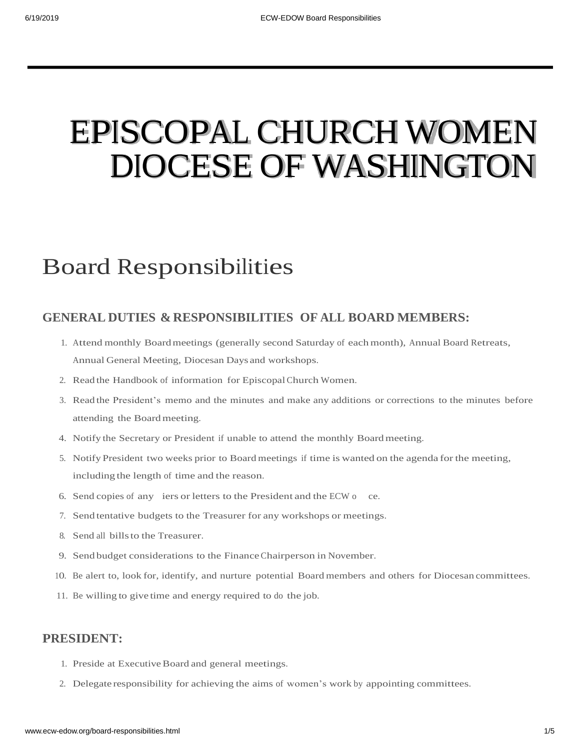# EPISCOPAL CHURCH WOMEN DIOCESE OF WASHINGTON

## Board Responsibilities

### GENERAL DUTIES & RESPONSIBILITIES OF ALL BOARD MEMBERS:

1. Attend monthly Board meetings (generally second Saturday of each month), Annual Board Retreats, Annual General Meeting, Diocesan Days and workshops.
2. Read the Handbook of information for Episcopal Church Women.
3. Read the President's memo and the minutes and make any additions or corrections to the minutes before attending the Board meeting.
4. Notify the Secretary or President if unable to attend the monthly Board meeting.
5. Notify President two weeks prior to Board meetings if time is wanted on the agenda for the meeting, including the length of time and the reason.
6. Send copies of any iers or letters to the President and the ECW o ce.
7. Send tentative budgets to the Treasurer for any workshops or meetings.
8. Send all bills to the Treasurer.
9. Send budget considerations to the Finance Chairperson in November.
10. Be alert to, look for, identify, and nurture potential Board members and others for Diocesan committees.
11. Be willing to give time and energy required to do the job.

### PRESIDENT:

1. Preside at Executive Board and general meetings.
2. Delegate responsibility for achieving the aims of women's work by appointing committees.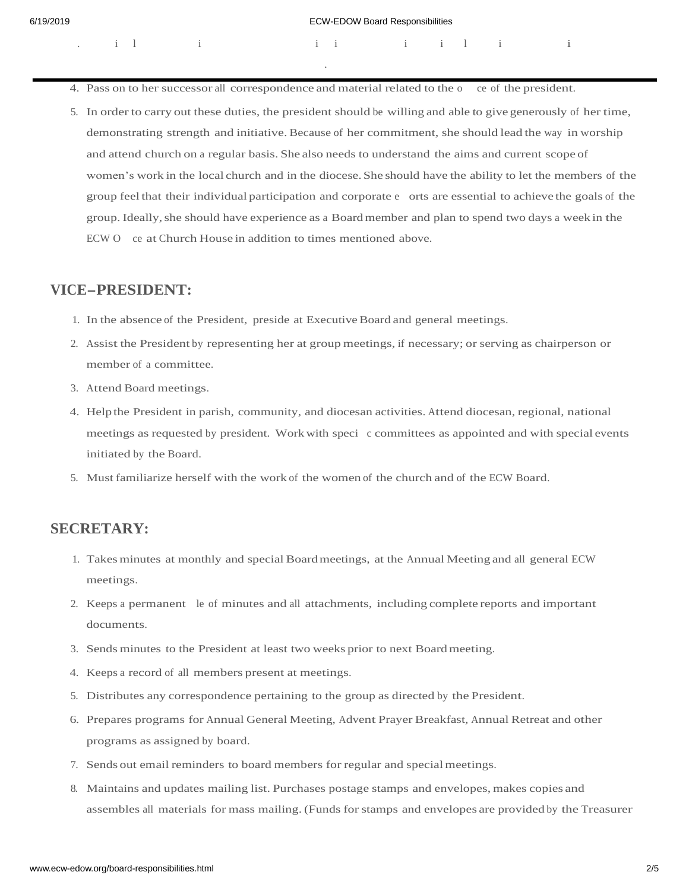4. Pass on to her successor all correspondence and material related to the office of the president.
5. In order to carry out these duties, the president should be willing and able to give generously of her time, demonstrating strength and initiative. Because of her commitment, she should lead the way in worship and attend church on a regular basis. She also needs to understand the aims and current scope of women's work in the local church and in the diocese. She should have the ability to let the members of the group feel that their individual participation and corporate efforts are essential to achieve the goals of the group. Ideally, she should have experience as a Board member and plan to spend two days a week in the ECW Office at Church House in addition to times mentioned above.

## VICE–PRESIDENT:

1. In the absence of the President, preside at Executive Board and general meetings.
2. Assist the President by representing her at group meetings, if necessary; or serving as chairperson or member of a committee.
3. Attend Board meetings.
4. Help the President in parish, community, and diocesan activities. Attend diocesan, regional, national meetings as requested by president. Work with specific committees as appointed and with special events initiated by the Board.
5. Must familiarize herself with the work of the women of the church and of the ECW Board.

## SECRETARY:

1. Takes minutes at monthly and special Board meetings, at the Annual Meeting and all general ECW meetings.
2. Keeps a permanent file of minutes and all attachments, including complete reports and important documents.
3. Sends minutes to the President at least two weeks prior to next Board meeting.
4. Keeps a record of all members present at meetings.
5. Distributes any correspondence pertaining to the group as directed by the President.
6. Prepares programs for Annual General Meeting, Advent Prayer Breakfast, Annual Retreat and other programs as assigned by board.
7. Sends out email reminders to board members for regular and special meetings.
8. Maintains and updates mailing list. Purchases postage stamps and envelopes, makes copies and assembles all materials for mass mailing. (Funds for stamps and envelopes are provided by the Treasurer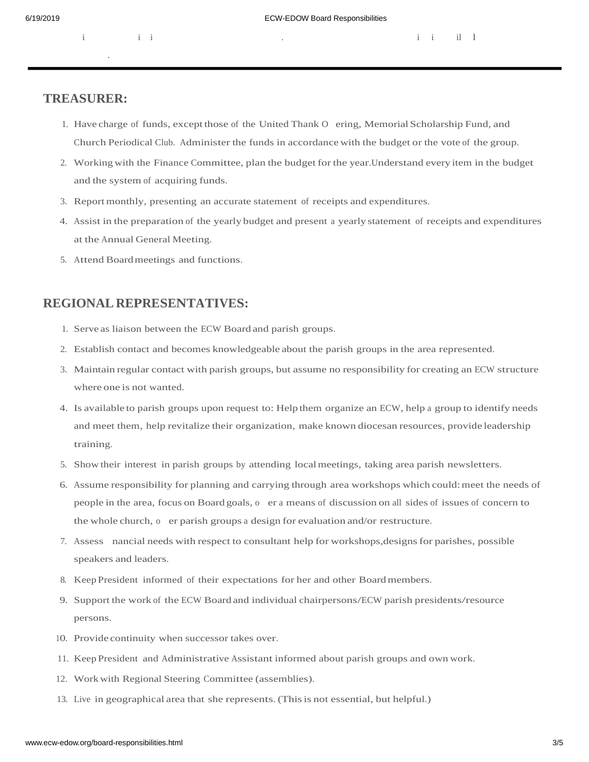## TREASURER:

1. Have charge of funds, except those of the United Thank O ering, Memorial Scholarship Fund, and Church Periodical Club. Administer the funds in accordance with the budget or the vote of the group.
2. Working with the Finance Committee, plan the budget for the year.Understand every item in the budget and the system of acquiring funds.
3. Report monthly, presenting an accurate statement of receipts and expenditures.
4. Assist in the preparation of the yearly budget and present a yearly statement of receipts and expenditures at the Annual General Meeting.
5. Attend Board meetings and functions.

## REGIONAL REPRESENTATIVES:

1. Serve as liaison between the ECW Board and parish groups.
2. Establish contact and becomes knowledgeable about the parish groups in the area represented.
3. Maintain regular contact with parish groups, but assume no responsibility for creating an ECW structure where one is not wanted.
4. Is available to parish groups upon request to: Help them organize an ECW, help a group to identify needs and meet them, help revitalize their organization, make known diocesan resources, provide leadership training.
5. Show their interest in parish groups by attending local meetings, taking area parish newsletters.
6. Assume responsibility for planning and carrying through area workshops which could: meet the needs of people in the area, focus on Board goals, o er a means of discussion on all sides of issues of concern to the whole church, o er parish groups a design for evaluation and/or restructure.
7. Assess nancial needs with respect to consultant help for workshops,designs for parishes, possible speakers and leaders.
8. Keep President informed of their expectations for her and other Board members.
9. Support the work of the ECW Board and individual chairpersons/ECW parish presidents/resource persons.
10. Provide continuity when successor takes over.
11. Keep President and Administrative Assistant informed about parish groups and own work.
12. Work with Regional Steering Committee (assemblies).
13. Live in geographical area that she represents. (This is not essential, but helpful.)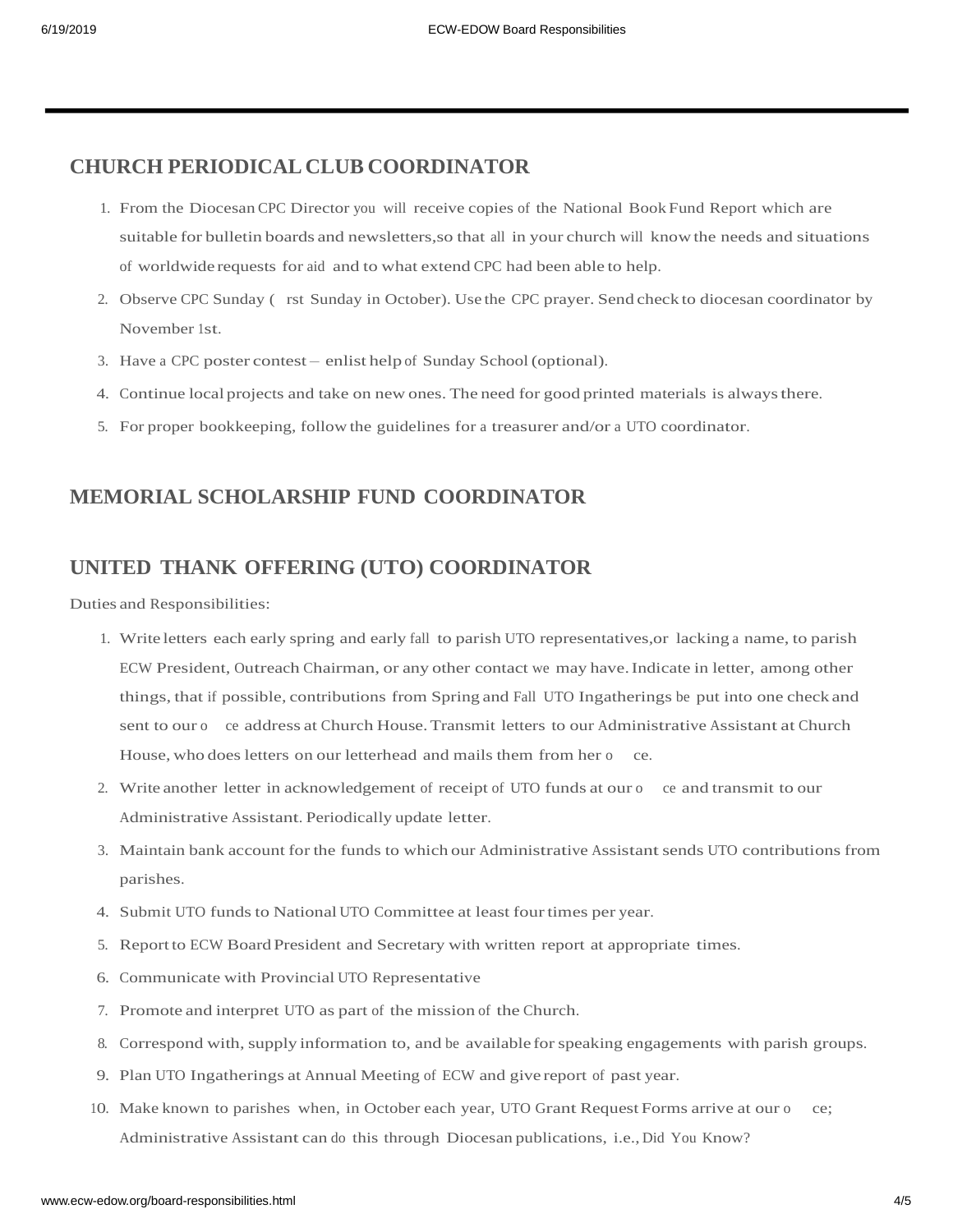## CHURCH PERIODICAL CLUB COORDINATOR

1. From the Diocesan CPC Director you will receive copies of the National Book Fund Report which are suitable for bulletin boards and newsletters,so that all in your church will know the needs and situations of worldwide requests for aid and to what extend CPC had been able to help.
2. Observe CPC Sunday ( rst Sunday in October). Use the CPC prayer. Send check to diocesan coordinator by November 1st.
3. Have a CPC poster contest – enlist help of Sunday School (optional).
4. Continue local projects and take on new ones. The need for good printed materials is always there.
5. For proper bookkeeping, follow the guidelines for a treasurer and/or a UTO coordinator.

## MEMORIAL SCHOLARSHIP FUND COORDINATOR

## UNITED THANK OFFERING (UTO) COORDINATOR

Duties and Responsibilities:

1. Write letters each early spring and early fall to parish UTO representatives,or lacking a name, to parish ECW President, Outreach Chairman, or any other contact we may have. Indicate in letter, among other things, that if possible, contributions from Spring and Fall UTO Ingatherings be put into one check and sent to our o ce address at Church House. Transmit letters to our Administrative Assistant at Church House, who does letters on our letterhead and mails them from her o ce.
2. Write another letter in acknowledgement of receipt of UTO funds at our o ce and transmit to our Administrative Assistant. Periodically update letter.
3. Maintain bank account for the funds to which our Administrative Assistant sends UTO contributions from parishes.
4. Submit UTO funds to National UTO Committee at least four times per year.
5. Report to ECW Board President and Secretary with written report at appropriate times.
6. Communicate with Provincial UTO Representative
7. Promote and interpret UTO as part of the mission of the Church.
8. Correspond with, supply information to, and be available for speaking engagements with parish groups.
9. Plan UTO Ingatherings at Annual Meeting of ECW and give report of past year.
10. Make known to parishes when, in October each year, UTO Grant Request Forms arrive at our o ce; Administrative Assistant can do this through Diocesan publications, i.e., Did You Know?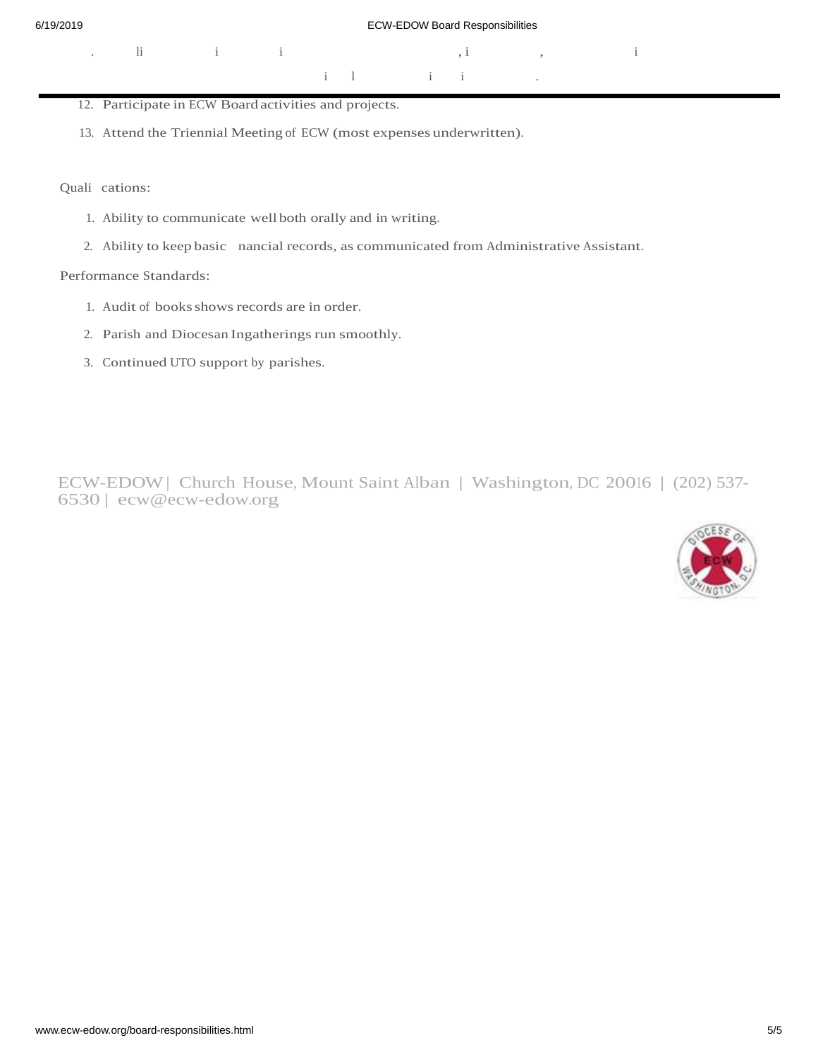12. Participate in ECW Board activities and projects.
13. Attend the Triennial Meeting of ECW (most expenses underwritten).

Quali cations:

1. Ability to communicate well both orally and in writing.
2. Ability to keep basic nancial records, as communicated from Administrative Assistant.

Performance Standards:

1. Audit of books shows records are in order.
2. Parish and Diocesan Ingatherings run smoothly.
3. Continued UTO support by parishes.

ECW-EDOW | Church House, Mount Saint Alban | Washington, DC 20016 | (202) 537-6530 | ecw@ecw-edow.org